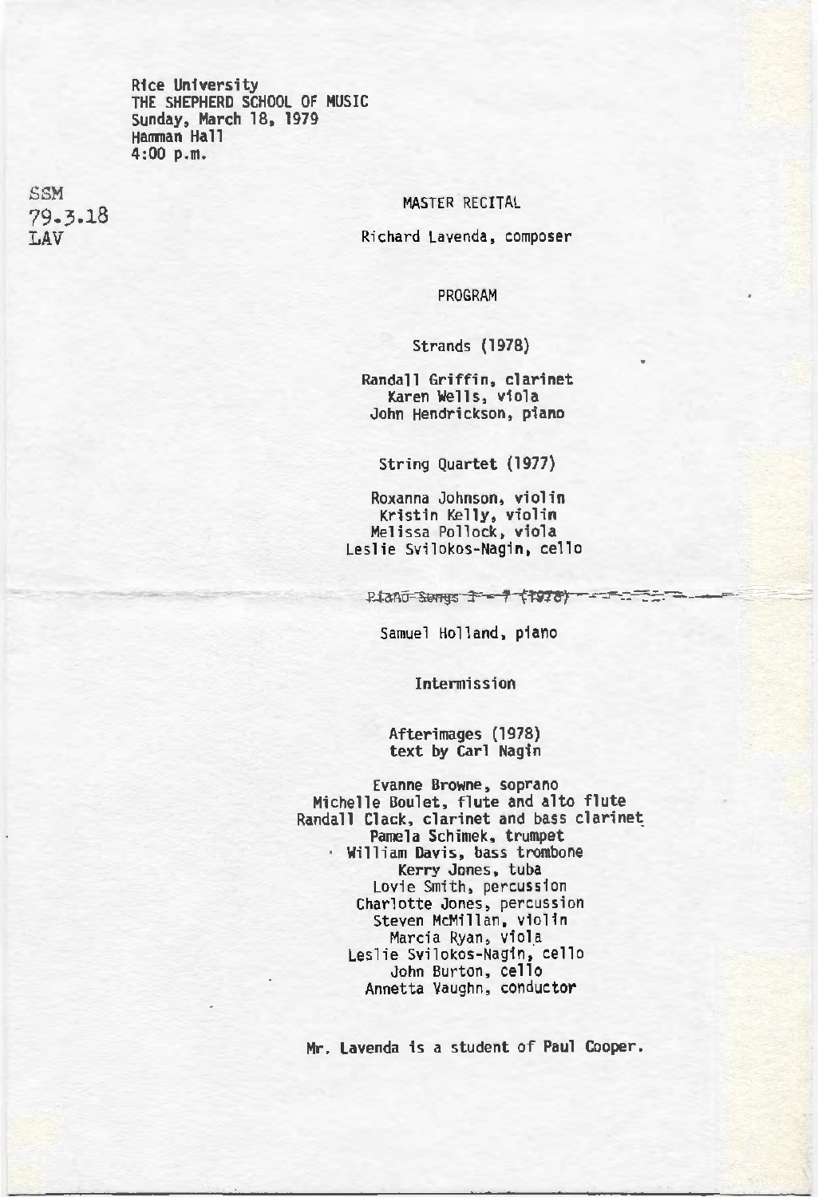Rice University
THE SHEPHERD SCHOOL OF MUSIC
Sunday, March 18, 1979
Hamman Hall
4:00 p.m.

SSM
79.3.18
LAV

MASTER RECITAL

Richard Lavenda, composer

PROGRAM

Strands (1978)

Randall Griffin, clarinet
Karen Wells, viola
John Hendrickson, piano

String Quartet (1977)

Roxanna Johnson, violin
Kristin Kelly, violin
Melissa Pollock, viola
Leslie Svilokos-Nagin, cello

~~Piano Songs 1 - 7 (1978)~~

Samuel Holland, piano

Intermission

Afterimages (1978)
text by Carl Nagin

Evanne Browne, soprano
Michelle Boulet, flute and alto flute
Randall Clack, clarinet and bass clarinet
Pamela Schimek, trumpet
William Davis, bass trombone
Kerry Jones, tuba
Lovie Smith, percussion
Charlotte Jones, percussion
Steven McMillan, violin
Marcia Ryan, viola
Leslie Svilokos-Nagin, cello
John Burton, cello
Annetta Vaughn, conductor

Mr. Lavenda is a student of Paul Cooper.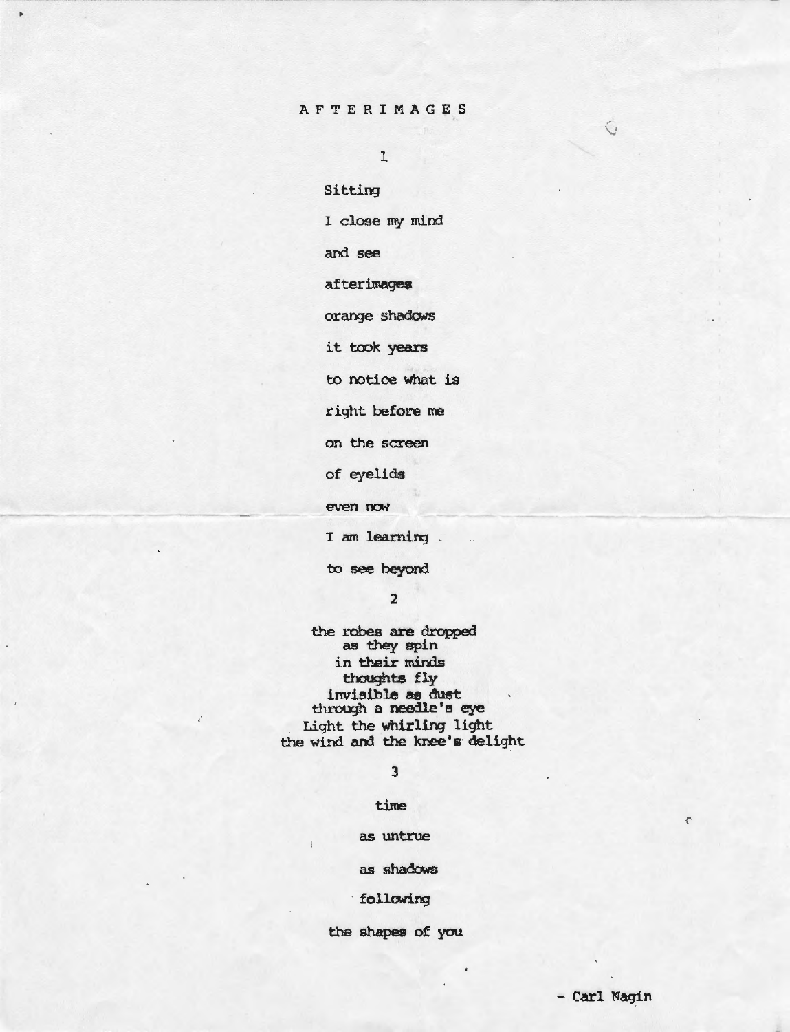# A F T E R I M A G E S

## 1

Sitting

I close my mind

and see

afterimages

orange shadows

it took years

to notice what is

right before me

on the screen

of eyelids

even now

I am learning

to see beyond

## 2

the robes are dropped  
as they spin  
in their minds  
thoughts fly  
invisible as dust  
through a needle's eye  
Light the whirling light  
the wind and the knee's delight

## 3

time

as untrue

as shadows

following

the shapes of you

\- Carl Nagin